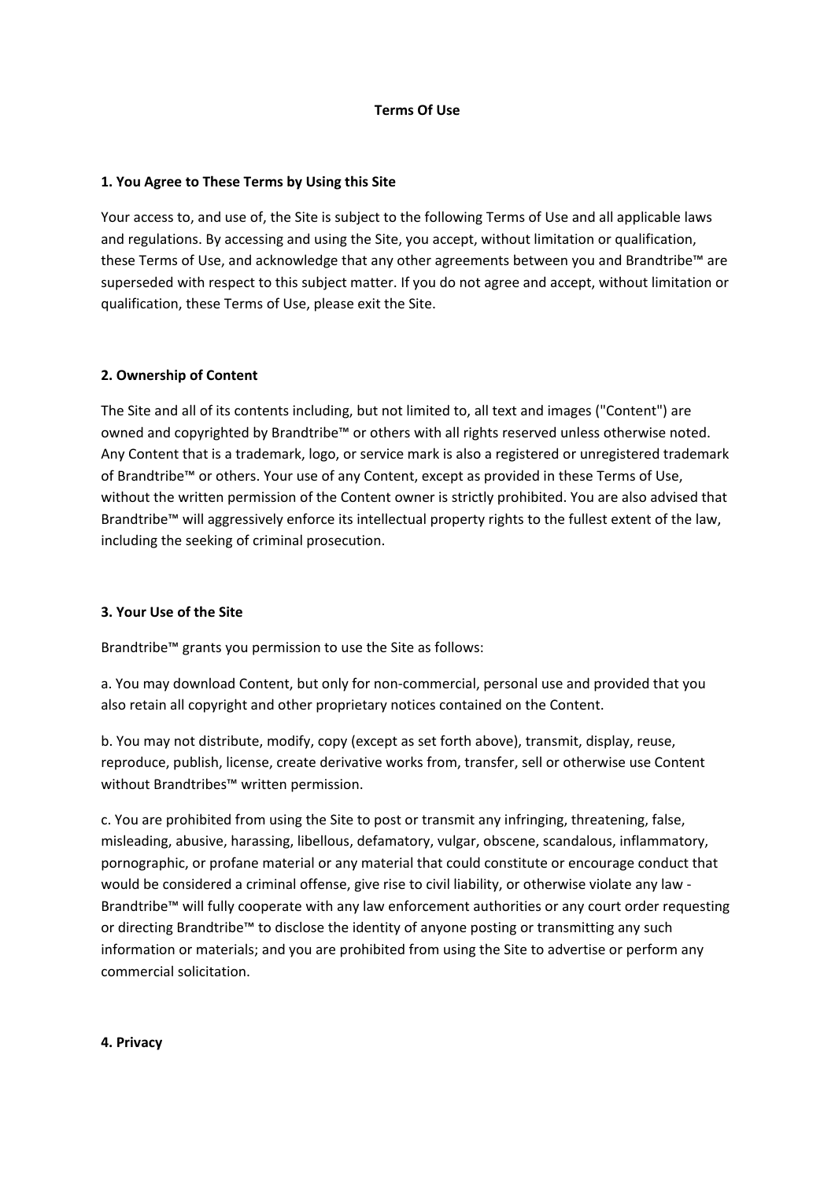# Terms Of Use

## 1. You Agree to These Terms by Using this Site

Your access to, and use of, the Site is subject to the following Terms of Use and all applicable laws and regulations. By accessing and using the Site, you accept, without limitation or qualification, these Terms of Use, and acknowledge that any other agreements between you and Brandtribe™ are superseded with respect to this subject matter. If you do not agree and accept, without limitation or qualification, these Terms of Use, please exit the Site.

## 2. Ownership of Content

The Site and all of its contents including, but not limited to, all text and images ("Content") are owned and copyrighted by Brandtribe™ or others with all rights reserved unless otherwise noted. Any Content that is a trademark, logo, or service mark is also a registered or unregistered trademark of Brandtribe™ or others. Your use of any Content, except as provided in these Terms of Use, without the written permission of the Content owner is strictly prohibited. You are also advised that Brandtribe™ will aggressively enforce its intellectual property rights to the fullest extent of the law, including the seeking of criminal prosecution.

## 3. Your Use of the Site

Brandtribe™ grants you permission to use the Site as follows:

a. You may download Content, but only for non-commercial, personal use and provided that you also retain all copyright and other proprietary notices contained on the Content.

b. You may not distribute, modify, copy (except as set forth above), transmit, display, reuse, reproduce, publish, license, create derivative works from, transfer, sell or otherwise use Content without Brandtribes™ written permission.

c. You are prohibited from using the Site to post or transmit any infringing, threatening, false, misleading, abusive, harassing, libellous, defamatory, vulgar, obscene, scandalous, inflammatory, pornographic, or profane material or any material that could constitute or encourage conduct that would be considered a criminal offense, give rise to civil liability, or otherwise violate any law - Brandtribe™ will fully cooperate with any law enforcement authorities or any court order requesting or directing Brandtribe™ to disclose the identity of anyone posting or transmitting any such information or materials; and you are prohibited from using the Site to advertise or perform any commercial solicitation.

## 4. Privacy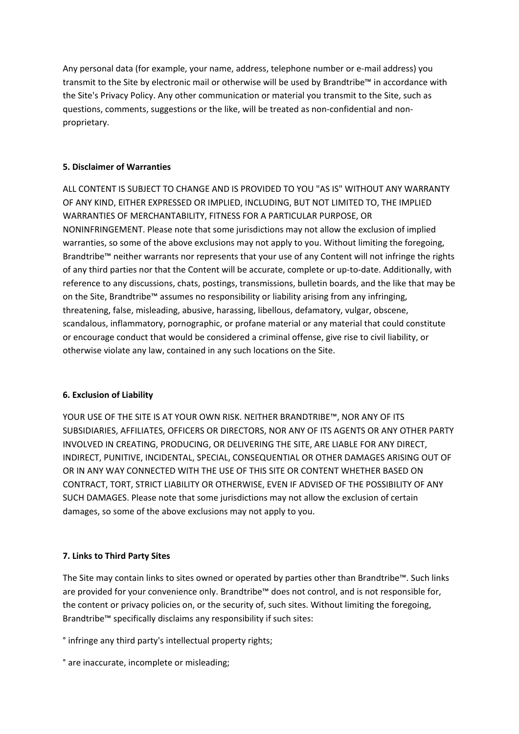Any personal data (for example, your name, address, telephone number or e-mail address) you transmit to the Site by electronic mail or otherwise will be used by Brandtribe™ in accordance with the Site's Privacy Policy. Any other communication or material you transmit to the Site, such as questions, comments, suggestions or the like, will be treated as non-confidential and non-proprietary.

**5. Disclaimer of Warranties**

ALL CONTENT IS SUBJECT TO CHANGE AND IS PROVIDED TO YOU "AS IS" WITHOUT ANY WARRANTY OF ANY KIND, EITHER EXPRESSED OR IMPLIED, INCLUDING, BUT NOT LIMITED TO, THE IMPLIED WARRANTIES OF MERCHANTABILITY, FITNESS FOR A PARTICULAR PURPOSE, OR NONINFRINGEMENT. Please note that some jurisdictions may not allow the exclusion of implied warranties, so some of the above exclusions may not apply to you. Without limiting the foregoing, Brandtribe™ neither warrants nor represents that your use of any Content will not infringe the rights of any third parties nor that the Content will be accurate, complete or up-to-date. Additionally, with reference to any discussions, chats, postings, transmissions, bulletin boards, and the like that may be on the Site, Brandtribe™ assumes no responsibility or liability arising from any infringing, threatening, false, misleading, abusive, harassing, libellous, defamatory, vulgar, obscene, scandalous, inflammatory, pornographic, or profane material or any material that could constitute or encourage conduct that would be considered a criminal offense, give rise to civil liability, or otherwise violate any law, contained in any such locations on the Site.

**6. Exclusion of Liability**

YOUR USE OF THE SITE IS AT YOUR OWN RISK. NEITHER BRANDTRIBE™, NOR ANY OF ITS SUBSIDIARIES, AFFILIATES, OFFICERS OR DIRECTORS, NOR ANY OF ITS AGENTS OR ANY OTHER PARTY INVOLVED IN CREATING, PRODUCING, OR DELIVERING THE SITE, ARE LIABLE FOR ANY DIRECT, INDIRECT, PUNITIVE, INCIDENTAL, SPECIAL, CONSEQUENTIAL OR OTHER DAMAGES ARISING OUT OF OR IN ANY WAY CONNECTED WITH THE USE OF THIS SITE OR CONTENT WHETHER BASED ON CONTRACT, TORT, STRICT LIABILITY OR OTHERWISE, EVEN IF ADVISED OF THE POSSIBILITY OF ANY SUCH DAMAGES. Please note that some jurisdictions may not allow the exclusion of certain damages, so some of the above exclusions may not apply to you.

**7. Links to Third Party Sites**

The Site may contain links to sites owned or operated by parties other than Brandtribe™. Such links are provided for your convenience only. Brandtribe™ does not control, and is not responsible for, the content or privacy policies on, or the security of, such sites. Without limiting the foregoing, Brandtribe™ specifically disclaims any responsibility if such sites:

° infringe any third party's intellectual property rights;

° are inaccurate, incomplete or misleading;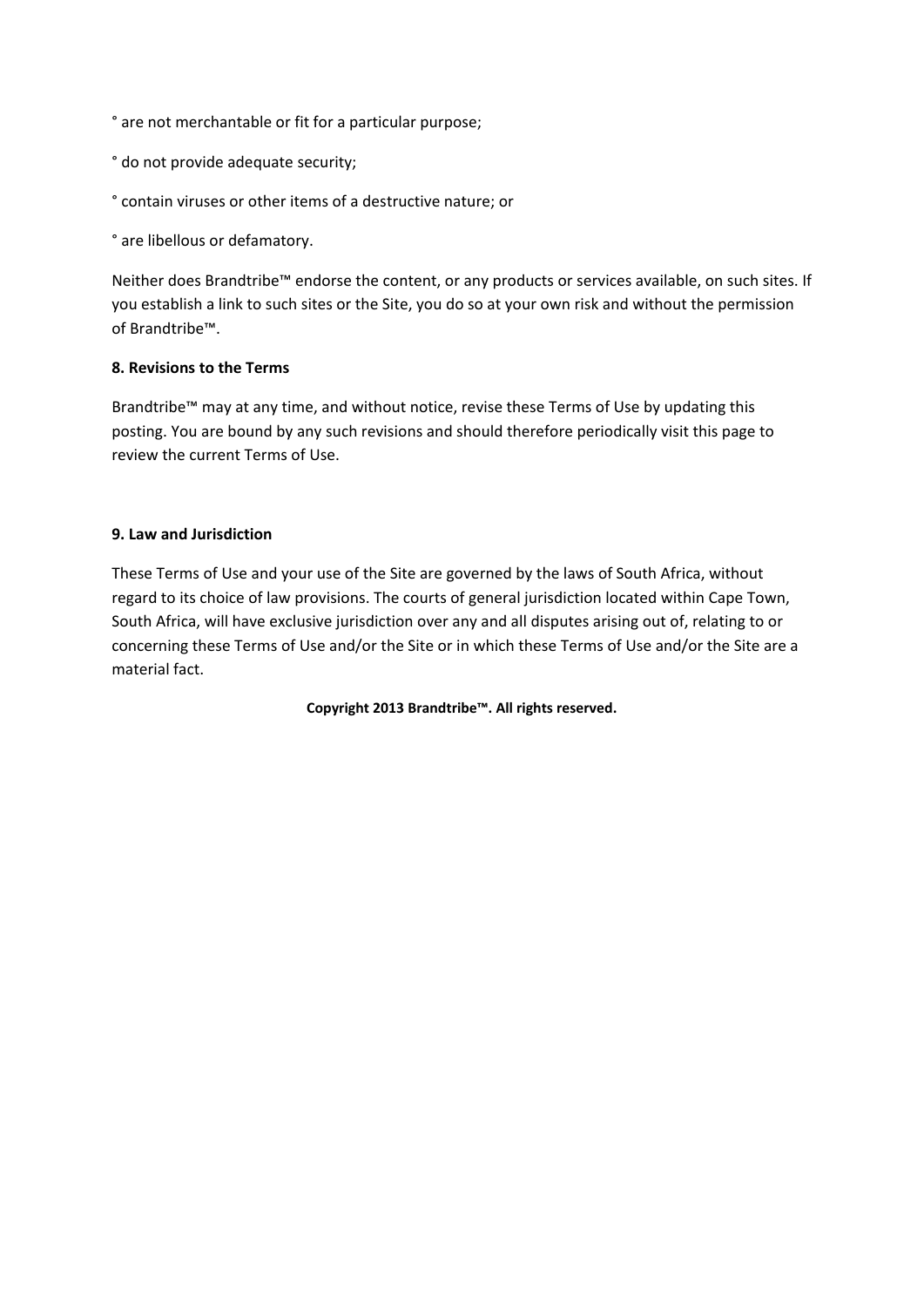° are not merchantable or fit for a particular purpose;

° do not provide adequate security;

° contain viruses or other items of a destructive nature; or

° are libellous or defamatory.

Neither does Brandtribe™ endorse the content, or any products or services available, on such sites. If you establish a link to such sites or the Site, you do so at your own risk and without the permission of Brandtribe™.

**8. Revisions to the Terms**

Brandtribe™ may at any time, and without notice, revise these Terms of Use by updating this posting. You are bound by any such revisions and should therefore periodically visit this page to review the current Terms of Use.

**9. Law and Jurisdiction**

These Terms of Use and your use of the Site are governed by the laws of South Africa, without regard to its choice of law provisions. The courts of general jurisdiction located within Cape Town, South Africa, will have exclusive jurisdiction over any and all disputes arising out of, relating to or concerning these Terms of Use and/or the Site or in which these Terms of Use and/or the Site are a material fact.

**Copyright 2013 Brandtribe™. All rights reserved.**